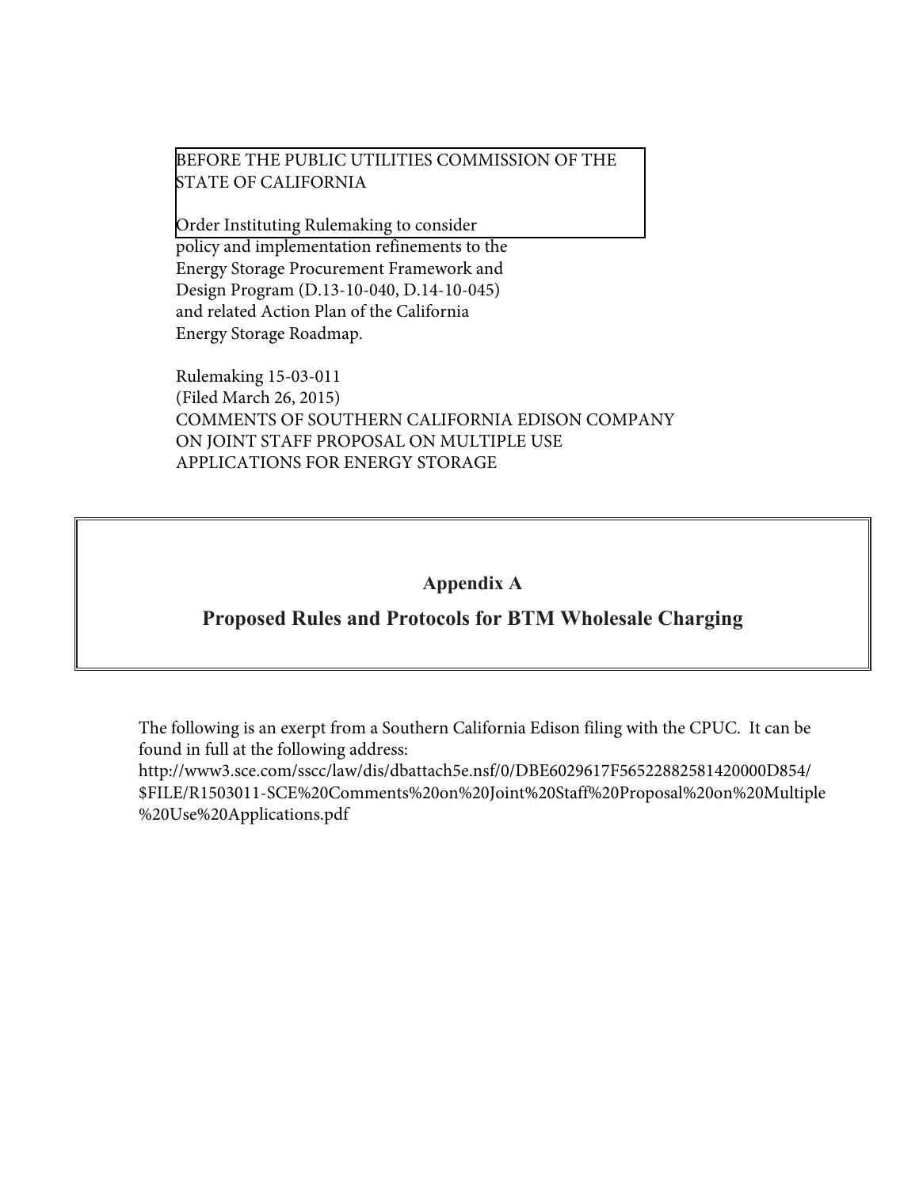BEFORE THE PUBLIC UTILITIES COMMISSION OF THE STATE OF CALIFORNIA

Order Instituting Rulemaking to consider policy and implementation refinements to the Energy Storage Procurement Framework and Design Program (D.13-10-040, D.14-10-045) and related Action Plan of the California Energy Storage Roadmap.

Rulemaking 15-03-011
(Filed March 26, 2015)

COMMENTS OF SOUTHERN CALIFORNIA EDISON COMPANY ON JOINT STAFF PROPOSAL ON MULTIPLE USE APPLICATIONS FOR ENERGY STORAGE

# Appendix A

## Proposed Rules and Protocols for BTM Wholesale Charging

The following is an exerpt from a Southern California Edison filing with the CPUC. It can be found in full at the following address:
http://www3.sce.com/sscc/law/dis/dbattach5e.nsf/0/DBE6029617F56522882581420000D854/$FILE/R1503011-SCE%20Comments%20on%20Joint%20Staff%20Proposal%20on%20Multiple%20Use%20Applications.pdf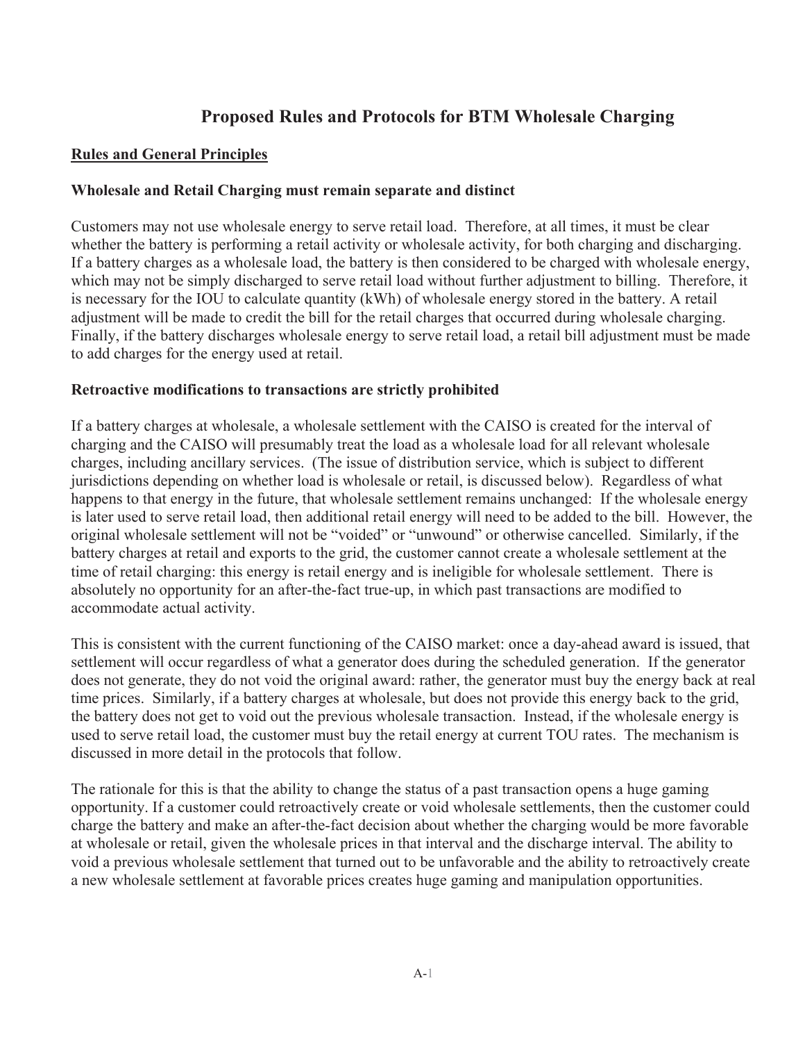# Proposed Rules and Protocols for BTM Wholesale Charging

## Rules and General Principles

### Wholesale and Retail Charging must remain separate and distinct

Customers may not use wholesale energy to serve retail load. Therefore, at all times, it must be clear whether the battery is performing a retail activity or wholesale activity, for both charging and discharging. If a battery charges as a wholesale load, the battery is then considered to be charged with wholesale energy, which may not be simply discharged to serve retail load without further adjustment to billing. Therefore, it is necessary for the IOU to calculate quantity (kWh) of wholesale energy stored in the battery. A retail adjustment will be made to credit the bill for the retail charges that occurred during wholesale charging. Finally, if the battery discharges wholesale energy to serve retail load, a retail bill adjustment must be made to add charges for the energy used at retail.

### Retroactive modifications to transactions are strictly prohibited

If a battery charges at wholesale, a wholesale settlement with the CAISO is created for the interval of charging and the CAISO will presumably treat the load as a wholesale load for all relevant wholesale charges, including ancillary services. (The issue of distribution service, which is subject to different jurisdictions depending on whether load is wholesale or retail, is discussed below). Regardless of what happens to that energy in the future, that wholesale settlement remains unchanged: If the wholesale energy is later used to serve retail load, then additional retail energy will need to be added to the bill. However, the original wholesale settlement will not be "voided" or "unwound" or otherwise cancelled. Similarly, if the battery charges at retail and exports to the grid, the customer cannot create a wholesale settlement at the time of retail charging: this energy is retail energy and is ineligible for wholesale settlement. There is absolutely no opportunity for an after-the-fact true-up, in which past transactions are modified to accommodate actual activity.

This is consistent with the current functioning of the CAISO market: once a day-ahead award is issued, that settlement will occur regardless of what a generator does during the scheduled generation. If the generator does not generate, they do not void the original award: rather, the generator must buy the energy back at real time prices. Similarly, if a battery charges at wholesale, but does not provide this energy back to the grid, the battery does not get to void out the previous wholesale transaction. Instead, if the wholesale energy is used to serve retail load, the customer must buy the retail energy at current TOU rates. The mechanism is discussed in more detail in the protocols that follow.

The rationale for this is that the ability to change the status of a past transaction opens a huge gaming opportunity. If a customer could retroactively create or void wholesale settlements, then the customer could charge the battery and make an after-the-fact decision about whether the charging would be more favorable at wholesale or retail, given the wholesale prices in that interval and the discharge interval. The ability to void a previous wholesale settlement that turned out to be unfavorable and the ability to retroactively create a new wholesale settlement at favorable prices creates huge gaming and manipulation opportunities.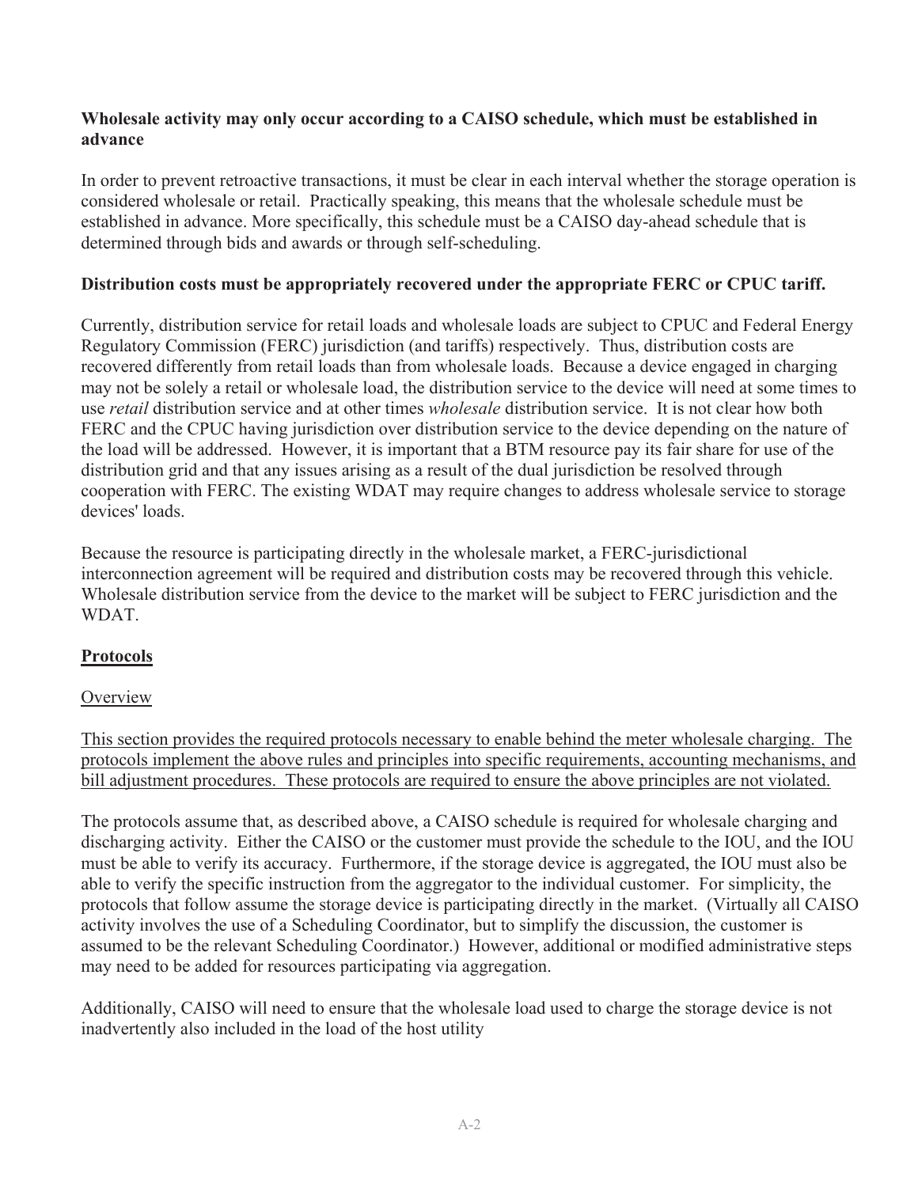**Wholesale activity may only occur according to a CAISO schedule, which must be established in advance**

In order to prevent retroactive transactions, it must be clear in each interval whether the storage operation is considered wholesale or retail. Practically speaking, this means that the wholesale schedule must be established in advance. More specifically, this schedule must be a CAISO day-ahead schedule that is determined through bids and awards or through self-scheduling.

**Distribution costs must be appropriately recovered under the appropriate FERC or CPUC tariff.**

Currently, distribution service for retail loads and wholesale loads are subject to CPUC and Federal Energy Regulatory Commission (FERC) jurisdiction (and tariffs) respectively. Thus, distribution costs are recovered differently from retail loads than from wholesale loads. Because a device engaged in charging may not be solely a retail or wholesale load, the distribution service to the device will need at some times to use *retail* distribution service and at other times *wholesale* distribution service. It is not clear how both FERC and the CPUC having jurisdiction over distribution service to the device depending on the nature of the load will be addressed. However, it is important that a BTM resource pay its fair share for use of the distribution grid and that any issues arising as a result of the dual jurisdiction be resolved through cooperation with FERC. The existing WDAT may require changes to address wholesale service to storage devices' loads.

Because the resource is participating directly in the wholesale market, a FERC-jurisdictional interconnection agreement will be required and distribution costs may be recovered through this vehicle. Wholesale distribution service from the device to the market will be subject to FERC jurisdiction and the WDAT.

## Protocols

### Overview

This section provides the required protocols necessary to enable behind the meter wholesale charging. The protocols implement the above rules and principles into specific requirements, accounting mechanisms, and bill adjustment procedures. These protocols are required to ensure the above principles are not violated.

The protocols assume that, as described above, a CAISO schedule is required for wholesale charging and discharging activity. Either the CAISO or the customer must provide the schedule to the IOU, and the IOU must be able to verify its accuracy. Furthermore, if the storage device is aggregated, the IOU must also be able to verify the specific instruction from the aggregator to the individual customer. For simplicity, the protocols that follow assume the storage device is participating directly in the market. (Virtually all CAISO activity involves the use of a Scheduling Coordinator, but to simplify the discussion, the customer is assumed to be the relevant Scheduling Coordinator.) However, additional or modified administrative steps may need to be added for resources participating via aggregation.

Additionally, CAISO will need to ensure that the wholesale load used to charge the storage device is not inadvertently also included in the load of the host utility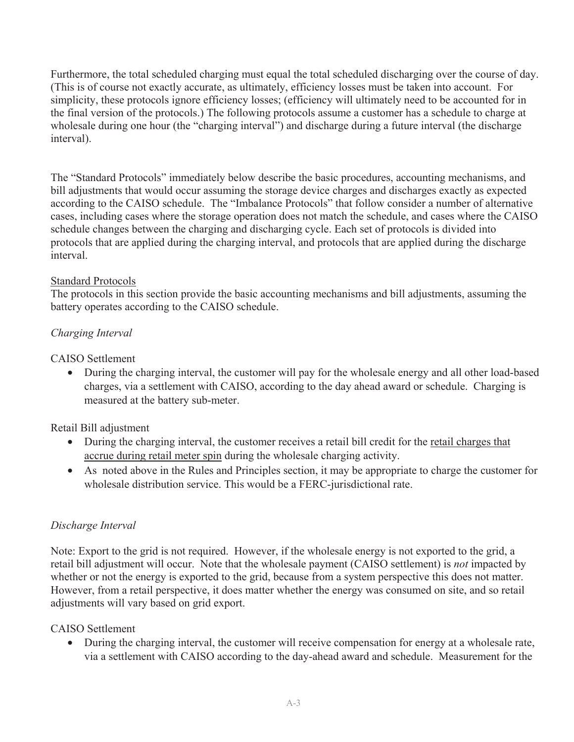Furthermore, the total scheduled charging must equal the total scheduled discharging over the course of day. (This is of course not exactly accurate, as ultimately, efficiency losses must be taken into account. For simplicity, these protocols ignore efficiency losses; (efficiency will ultimately need to be accounted for in the final version of the protocols.) The following protocols assume a customer has a schedule to charge at wholesale during one hour (the "charging interval") and discharge during a future interval (the discharge interval).

The "Standard Protocols" immediately below describe the basic procedures, accounting mechanisms, and bill adjustments that would occur assuming the storage device charges and discharges exactly as expected according to the CAISO schedule. The "Imbalance Protocols" that follow consider a number of alternative cases, including cases where the storage operation does not match the schedule, and cases where the CAISO schedule changes between the charging and discharging cycle. Each set of protocols is divided into protocols that are applied during the charging interval, and protocols that are applied during the discharge interval.

<u>Standard Protocols</u>

The protocols in this section provide the basic accounting mechanisms and bill adjustments, assuming the battery operates according to the CAISO schedule.

*Charging Interval*

CAISO Settlement

- During the charging interval, the customer will pay for the wholesale energy and all other load-based charges, via a settlement with CAISO, according to the day ahead award or schedule. Charging is measured at the battery sub-meter.

Retail Bill adjustment

- During the charging interval, the customer receives a retail bill credit for the <u>retail charges that accrue during retail meter spin</u> during the wholesale charging activity.
- As noted above in the Rules and Principles section, it may be appropriate to charge the customer for wholesale distribution service. This would be a FERC-jurisdictional rate.

*Discharge Interval*

Note: Export to the grid is not required. However, if the wholesale energy is not exported to the grid, a retail bill adjustment will occur. Note that the wholesale payment (CAISO settlement) is *not* impacted by whether or not the energy is exported to the grid, because from a system perspective this does not matter. However, from a retail perspective, it does matter whether the energy was consumed on site, and so retail adjustments will vary based on grid export.

CAISO Settlement

- During the charging interval, the customer will receive compensation for energy at a wholesale rate, via a settlement with CAISO according to the day-ahead award and schedule. Measurement for the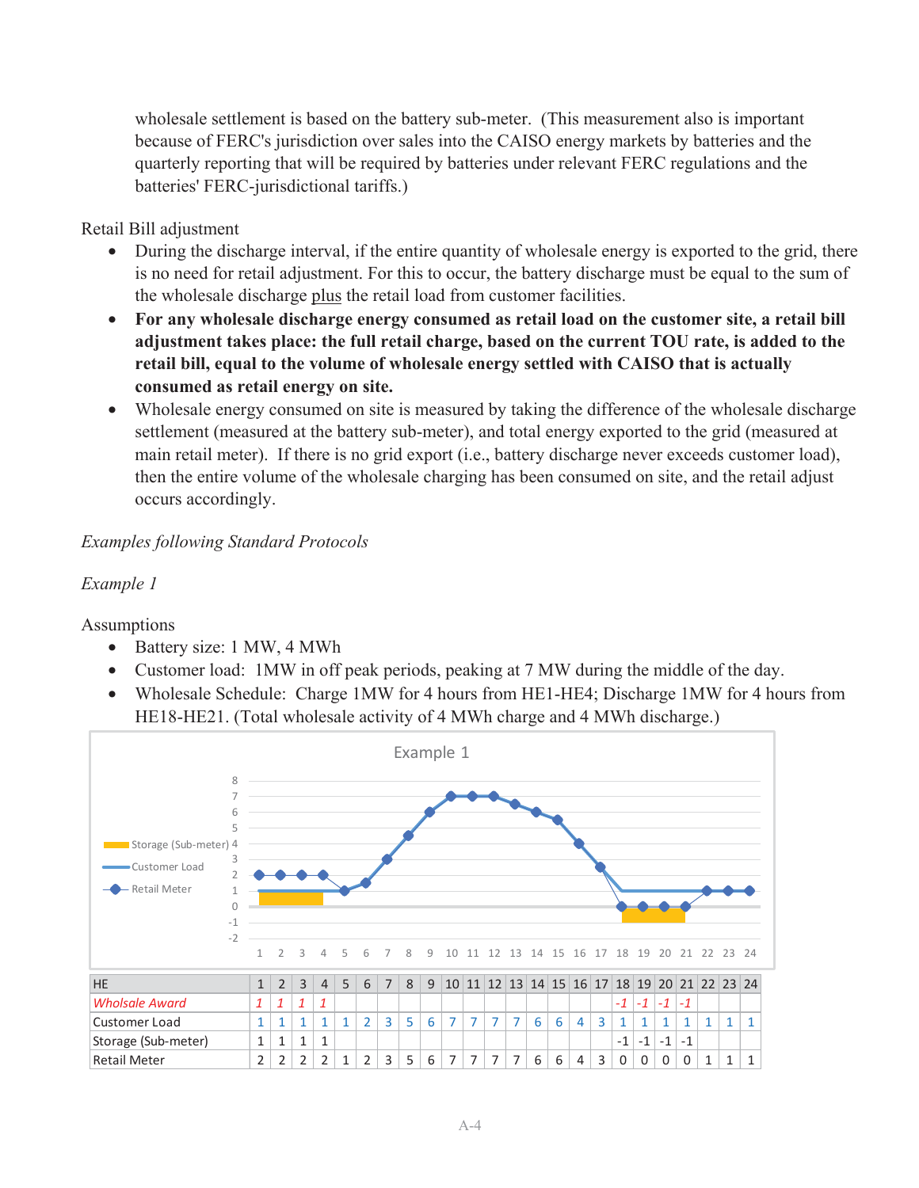wholesale settlement is based on the battery sub-meter. (This measurement also is important because of FERC's jurisdiction over sales into the CAISO energy markets by batteries and the quarterly reporting that will be required by batteries under relevant FERC regulations and the batteries' FERC-jurisdictional tariffs.)

Retail Bill adjustment

- During the discharge interval, if the entire quantity of wholesale energy is exported to the grid, there is no need for retail adjustment. For this to occur, the battery discharge must be equal to the sum of the wholesale discharge plus the retail load from customer facilities.
- **For any wholesale discharge energy consumed as retail load on the customer site, a retail bill adjustment takes place: the full retail charge, based on the current TOU rate, is added to the retail bill, equal to the volume of wholesale energy settled with CAISO that is actually consumed as retail energy on site.**
- Wholesale energy consumed on site is measured by taking the difference of the wholesale discharge settlement (measured at the battery sub-meter), and total energy exported to the grid (measured at main retail meter). If there is no grid export (i.e., battery discharge never exceeds customer load), then the entire volume of the wholesale charging has been consumed on site, and the retail adjust occurs accordingly.

*Examples following Standard Protocols*

*Example 1*

Assumptions

- Battery size: 1 MW, 4 MWh
- Customer load: 1MW in off peak periods, peaking at 7 MW during the middle of the day.
- Wholesale Schedule: Charge 1MW for 4 hours from HE1-HE4; Discharge 1MW for 4 hours from HE18-HE21. (Total wholesale activity of 4 MWh charge and 4 MWh discharge.)

Example 1

| HE | 1 | 2 | 3 | 4 | 5 | 6 | 7 | 8 | 9 | 10 | 11 | 12 | 13 | 14 | 15 | 16 | 17 | 18 | 19 | 20 | 21 | 22 | 23 | 24 |
|---|---|---|---|---|---|---|---|---|---|---|---|---|---|---|---|---|---|---|---|---|---|---|---|---|
| *Wholsale Award* | *1* | *1* | *1* | *1* | | | | | | | | | | | | | | *-1* | *-1* | *-1* | *-1* | | | |
| Customer Load | 1 | 1 | 1 | 1 | 1 | 2 | 3 | 5 | 6 | 7 | 7 | 7 | 7 | 6 | 6 | 4 | 3 | 1 | 1 | 1 | 1 | 1 | 1 | 1 |
| Storage (Sub-meter) | 1 | 1 | 1 | 1 | | | | | | | | | | | | | | -1 | -1 | -1 | -1 | | | |
| Retail Meter | 2 | 2 | 2 | 2 | 1 | 2 | 3 | 5 | 6 | 7 | 7 | 7 | 7 | 6 | 6 | 4 | 3 | 0 | 0 | 0 | 0 | 1 | 1 | 1 |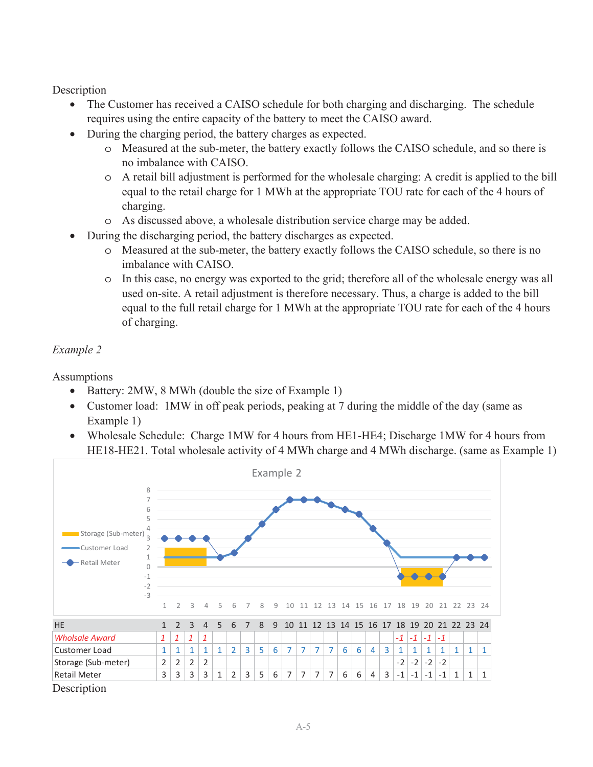Description

- The Customer has received a CAISO schedule for both charging and discharging. The schedule requires using the entire capacity of the battery to meet the CAISO award.
- During the charging period, the battery charges as expected.
    - Measured at the sub-meter, the battery exactly follows the CAISO schedule, and so there is no imbalance with CAISO.
    - A retail bill adjustment is performed for the wholesale charging: A credit is applied to the bill equal to the retail charge for 1 MWh at the appropriate TOU rate for each of the 4 hours of charging.
    - As discussed above, a wholesale distribution service charge may be added.
- During the discharging period, the battery discharges as expected.
    - Measured at the sub-meter, the battery exactly follows the CAISO schedule, so there is no imbalance with CAISO.
    - In this case, no energy was exported to the grid; therefore all of the wholesale energy was all used on-site. A retail adjustment is therefore necessary. Thus, a charge is added to the bill equal to the full retail charge for 1 MWh at the appropriate TOU rate for each of the 4 hours of charging.

*Example 2*

Assumptions

- Battery: 2MW, 8 MWh (double the size of Example 1)
- Customer load: 1MW in off peak periods, peaking at 7 during the middle of the day (same as Example 1)
- Wholesale Schedule: Charge 1MW for 4 hours from HE1-HE4; Discharge 1MW for 4 hours from HE18-HE21. Total wholesale activity of 4 MWh charge and 4 MWh discharge. (same as Example 1)

Example 2

| HE | 1 | 2 | 3 | 4 | 5 | 6 | 7 | 8 | 9 | 10 | 11 | 12 | 13 | 14 | 15 | 16 | 17 | 18 | 19 | 20 | 21 | 22 | 23 | 24 |
|---|---|---|---|---|---|---|---|---|---|---|---|---|---|---|---|---|---|---|---|---|---|---|---|---|
| *Wholsale Award* | *1* | *1* | *1* | *1* | | | | | | | | | | | | | | *-1* | *-1* | *-1* | *-1* | | | |
| Customer Load | 1 | 1 | 1 | 1 | 1 | 2 | 3 | 5 | 6 | 7 | 7 | 7 | 7 | 6 | 6 | 4 | 3 | 1 | 1 | 1 | 1 | 1 | 1 | 1 |
| Storage (Sub-meter) | 2 | 2 | 2 | 2 | | | | | | | | | | | | | | -2 | -2 | -2 | -2 | | | |
| Retail Meter | 3 | 3 | 3 | 3 | 1 | 2 | 3 | 5 | 6 | 7 | 7 | 7 | 7 | 6 | 6 | 4 | 3 | -1 | -1 | -1 | -1 | 1 | 1 | 1 |

Description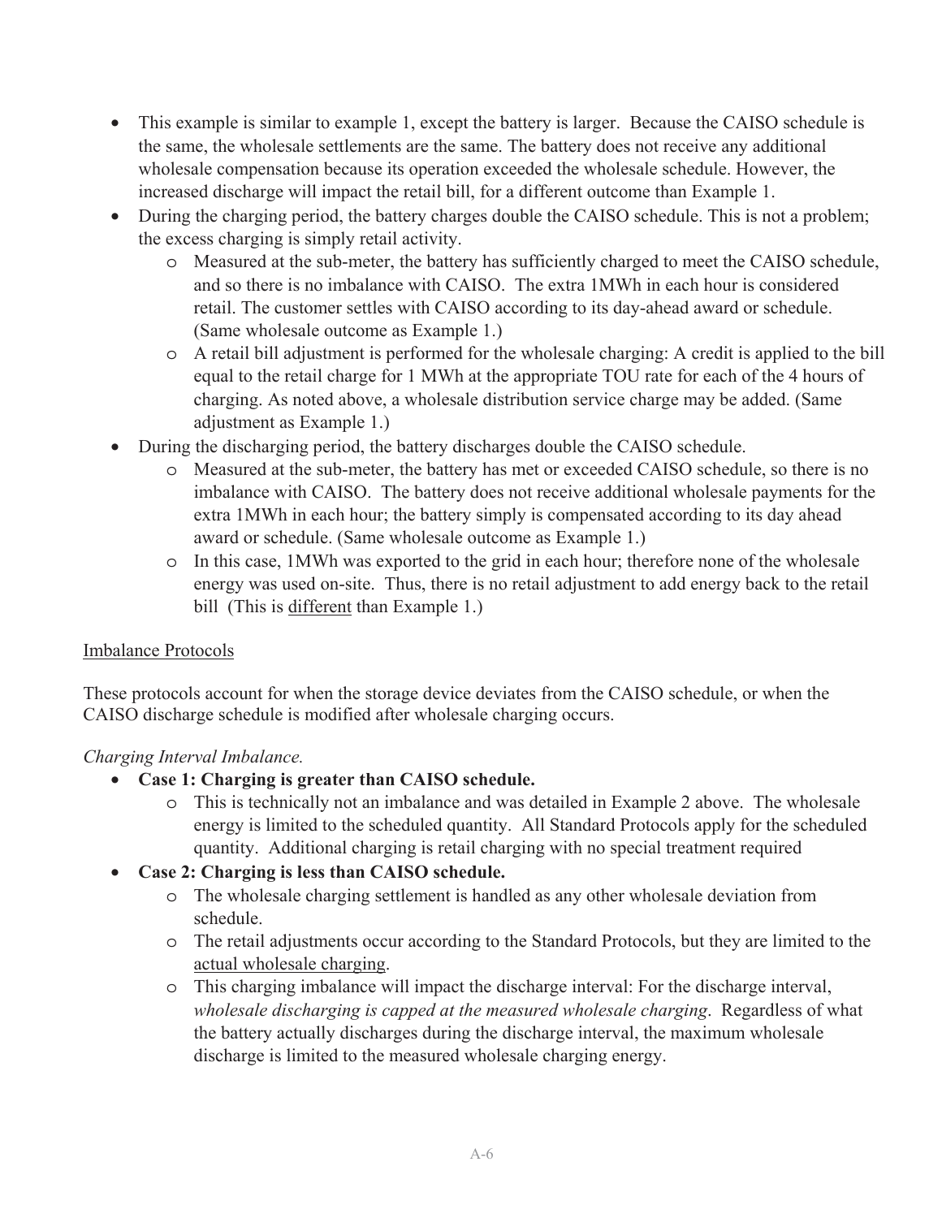- This example is similar to example 1, except the battery is larger. Because the CAISO schedule is the same, the wholesale settlements are the same. The battery does not receive any additional wholesale compensation because its operation exceeded the wholesale schedule. However, the increased discharge will impact the retail bill, for a different outcome than Example 1.
- During the charging period, the battery charges double the CAISO schedule. This is not a problem; the excess charging is simply retail activity.
  - Measured at the sub-meter, the battery has sufficiently charged to meet the CAISO schedule, and so there is no imbalance with CAISO. The extra 1MWh in each hour is considered retail. The customer settles with CAISO according to its day-ahead award or schedule. (Same wholesale outcome as Example 1.)
  - A retail bill adjustment is performed for the wholesale charging: A credit is applied to the bill equal to the retail charge for 1 MWh at the appropriate TOU rate for each of the 4 hours of charging. As noted above, a wholesale distribution service charge may be added. (Same adjustment as Example 1.)
- During the discharging period, the battery discharges double the CAISO schedule.
  - Measured at the sub-meter, the battery has met or exceeded CAISO schedule, so there is no imbalance with CAISO. The battery does not receive additional wholesale payments for the extra 1MWh in each hour; the battery simply is compensated according to its day ahead award or schedule. (Same wholesale outcome as Example 1.)
  - In this case, 1MWh was exported to the grid in each hour; therefore none of the wholesale energy was used on-site. Thus, there is no retail adjustment to add energy back to the retail bill (This is <u>different</u> than Example 1.)

<u>Imbalance Protocols</u>

These protocols account for when the storage device deviates from the CAISO schedule, or when the CAISO discharge schedule is modified after wholesale charging occurs.

*Charging Interval Imbalance.*

- **Case 1: Charging is greater than CAISO schedule.**
  - This is technically not an imbalance and was detailed in Example 2 above. The wholesale energy is limited to the scheduled quantity. All Standard Protocols apply for the scheduled quantity. Additional charging is retail charging with no special treatment required
- **Case 2: Charging is less than CAISO schedule.**
  - The wholesale charging settlement is handled as any other wholesale deviation from schedule.
  - The retail adjustments occur according to the Standard Protocols, but they are limited to the <u>actual wholesale charging</u>.
  - This charging imbalance will impact the discharge interval: For the discharge interval, *wholesale discharging is capped at the measured wholesale charging*. Regardless of what the battery actually discharges during the discharge interval, the maximum wholesale discharge is limited to the measured wholesale charging energy.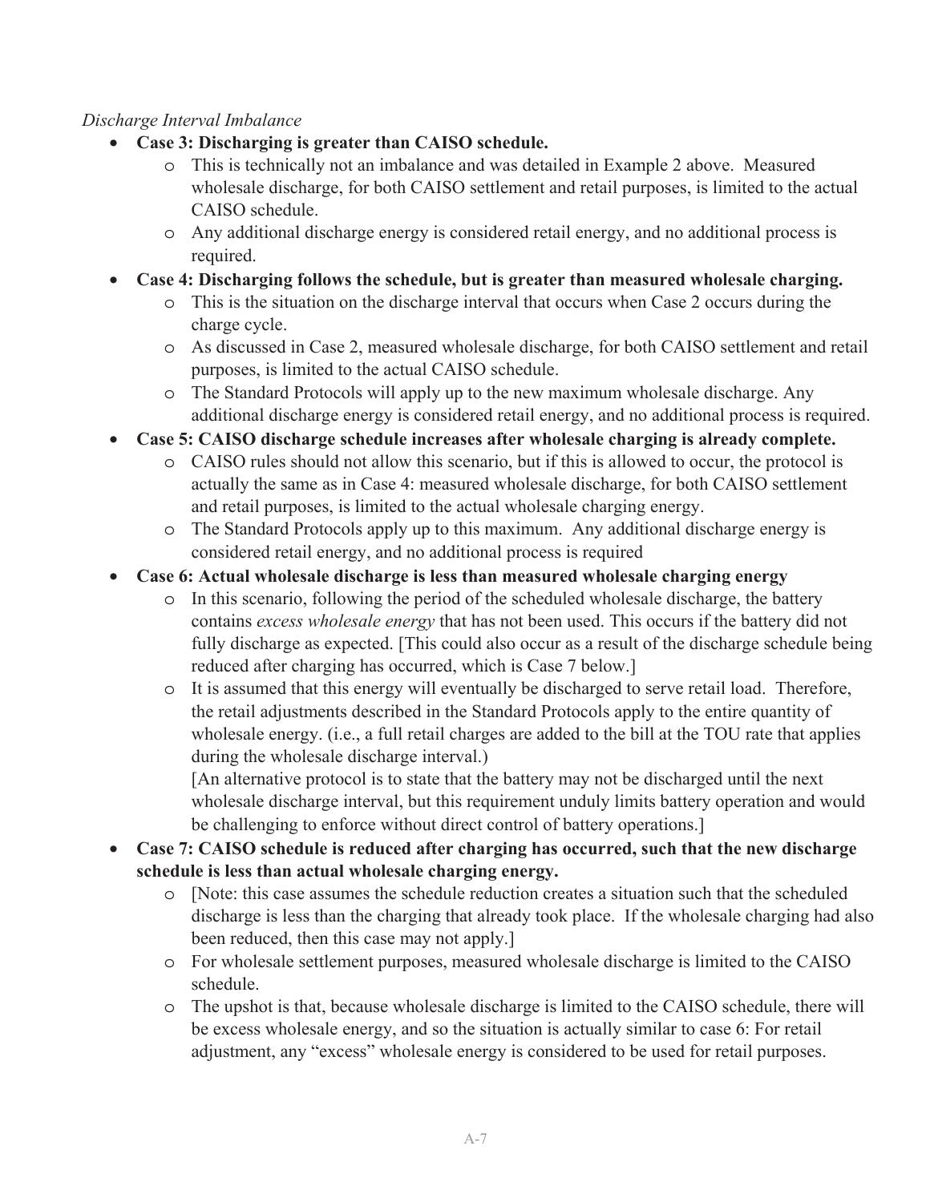*Discharge Interval Imbalance*

- **Case 3: Discharging is greater than CAISO schedule.**
  - This is technically not an imbalance and was detailed in Example 2 above. Measured wholesale discharge, for both CAISO settlement and retail purposes, is limited to the actual CAISO schedule.
  - Any additional discharge energy is considered retail energy, and no additional process is required.
- **Case 4: Discharging follows the schedule, but is greater than measured wholesale charging.**
  - This is the situation on the discharge interval that occurs when Case 2 occurs during the charge cycle.
  - As discussed in Case 2, measured wholesale discharge, for both CAISO settlement and retail purposes, is limited to the actual CAISO schedule.
  - The Standard Protocols will apply up to the new maximum wholesale discharge. Any additional discharge energy is considered retail energy, and no additional process is required.
- **Case 5: CAISO discharge schedule increases after wholesale charging is already complete.**
  - CAISO rules should not allow this scenario, but if this is allowed to occur, the protocol is actually the same as in Case 4: measured wholesale discharge, for both CAISO settlement and retail purposes, is limited to the actual wholesale charging energy.
  - The Standard Protocols apply up to this maximum. Any additional discharge energy is considered retail energy, and no additional process is required
- **Case 6: Actual wholesale discharge is less than measured wholesale charging energy**
  - In this scenario, following the period of the scheduled wholesale discharge, the battery contains *excess wholesale energy* that has not been used. This occurs if the battery did not fully discharge as expected. [This could also occur as a result of the discharge schedule being reduced after charging has occurred, which is Case 7 below.]
  - It is assumed that this energy will eventually be discharged to serve retail load. Therefore, the retail adjustments described in the Standard Protocols apply to the entire quantity of wholesale energy. (i.e., a full retail charges are added to the bill at the TOU rate that applies during the wholesale discharge interval.)
    [An alternative protocol is to state that the battery may not be discharged until the next wholesale discharge interval, but this requirement unduly limits battery operation and would be challenging to enforce without direct control of battery operations.]
- **Case 7: CAISO schedule is reduced after charging has occurred, such that the new discharge schedule is less than actual wholesale charging energy.**
  - [Note: this case assumes the schedule reduction creates a situation such that the scheduled discharge is less than the charging that already took place. If the wholesale charging had also been reduced, then this case may not apply.]
  - For wholesale settlement purposes, measured wholesale discharge is limited to the CAISO schedule.
  - The upshot is that, because wholesale discharge is limited to the CAISO schedule, there will be excess wholesale energy, and so the situation is actually similar to case 6: For retail adjustment, any "excess" wholesale energy is considered to be used for retail purposes.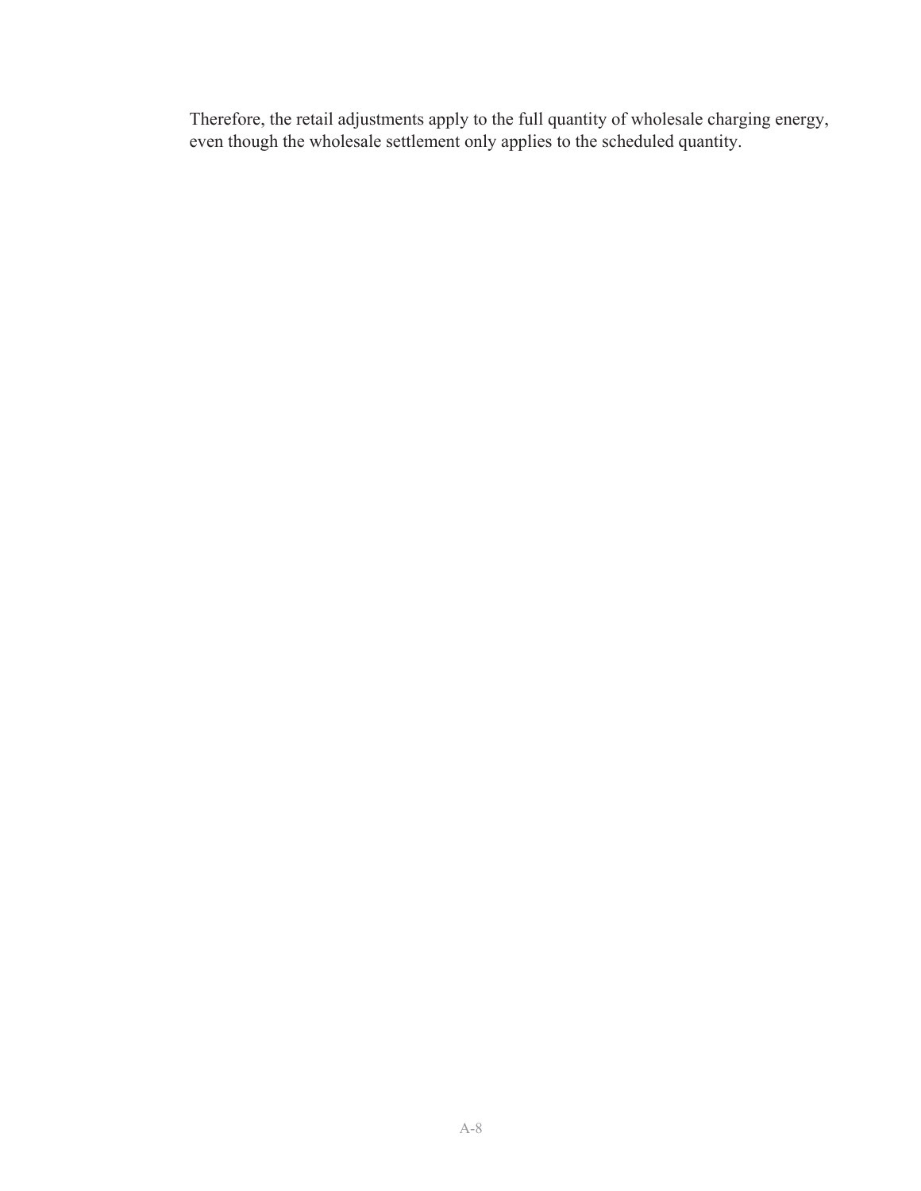Therefore, the retail adjustments apply to the full quantity of wholesale charging energy, even though the wholesale settlement only applies to the scheduled quantity.